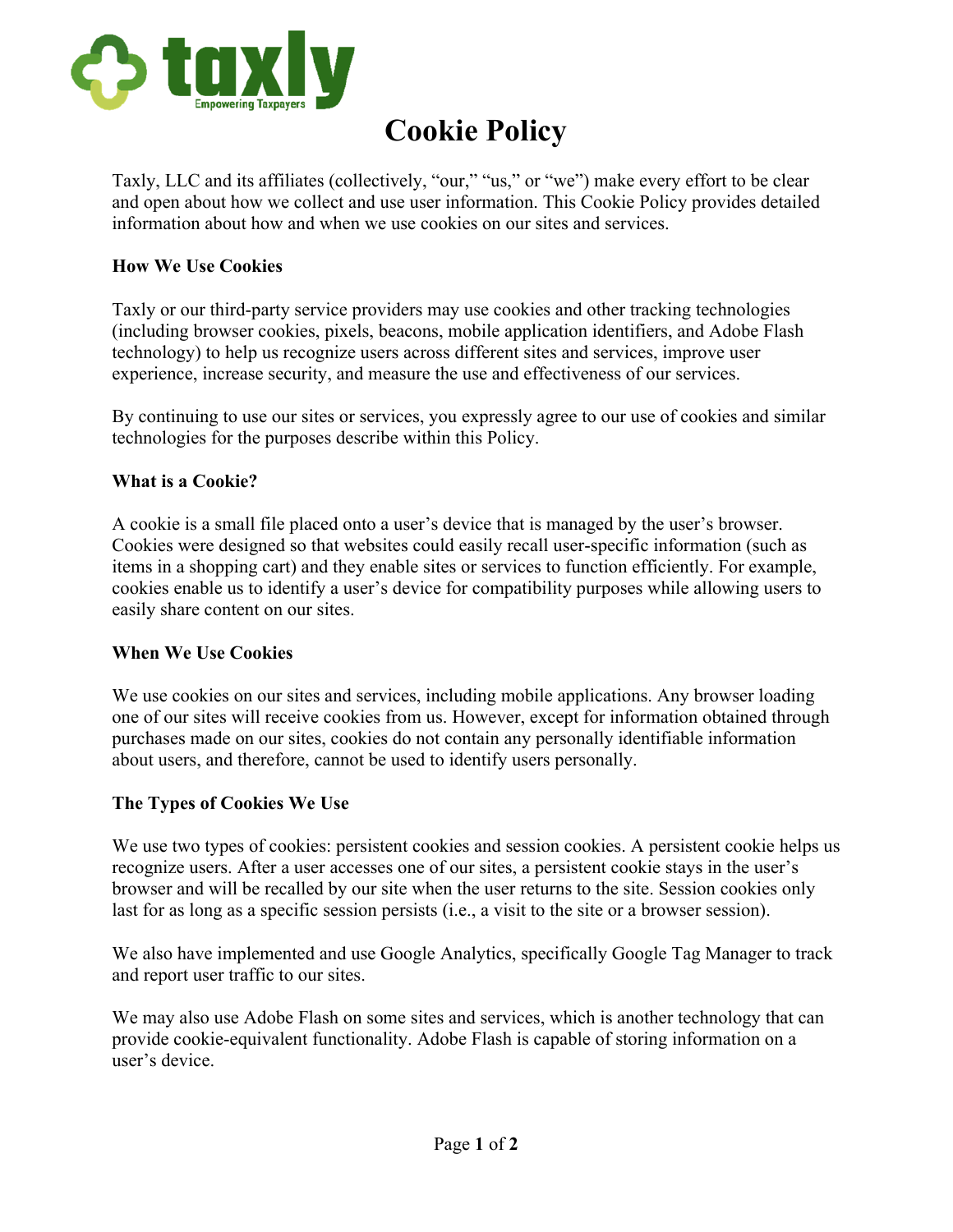# Cookie Policy

Taxly, LLC and its affiliates (collectively, "our," "us," or "we") make every effort to be clear and open about how we collect and use user information. This Cookie Policy provides detailed information about how and when we use cookies on our sites and services.

**How We Use Cookies**

Taxly or our third-party service providers may use cookies and other tracking technologies (including browser cookies, pixels, beacons, mobile application identifiers, and Adobe Flash technology) to help us recognize users across different sites and services, improve user experience, increase security, and measure the use and effectiveness of our services.

By continuing to use our sites or services, you expressly agree to our use of cookies and similar technologies for the purposes describe within this Policy.

**What is a Cookie?**

A cookie is a small file placed onto a user's device that is managed by the user's browser. Cookies were designed so that websites could easily recall user-specific information (such as items in a shopping cart) and they enable sites or services to function efficiently. For example, cookies enable us to identify a user's device for compatibility purposes while allowing users to easily share content on our sites.

**When We Use Cookies**

We use cookies on our sites and services, including mobile applications. Any browser loading one of our sites will receive cookies from us. However, except for information obtained through purchases made on our sites, cookies do not contain any personally identifiable information about users, and therefore, cannot be used to identify users personally.

**The Types of Cookies We Use**

We use two types of cookies: persistent cookies and session cookies. A persistent cookie helps us recognize users. After a user accesses one of our sites, a persistent cookie stays in the user's browser and will be recalled by our site when the user returns to the site. Session cookies only last for as long as a specific session persists (i.e., a visit to the site or a browser session).

We also have implemented and use Google Analytics, specifically Google Tag Manager to track and report user traffic to our sites.

We may also use Adobe Flash on some sites and services, which is another technology that can provide cookie-equivalent functionality. Adobe Flash is capable of storing information on a user's device.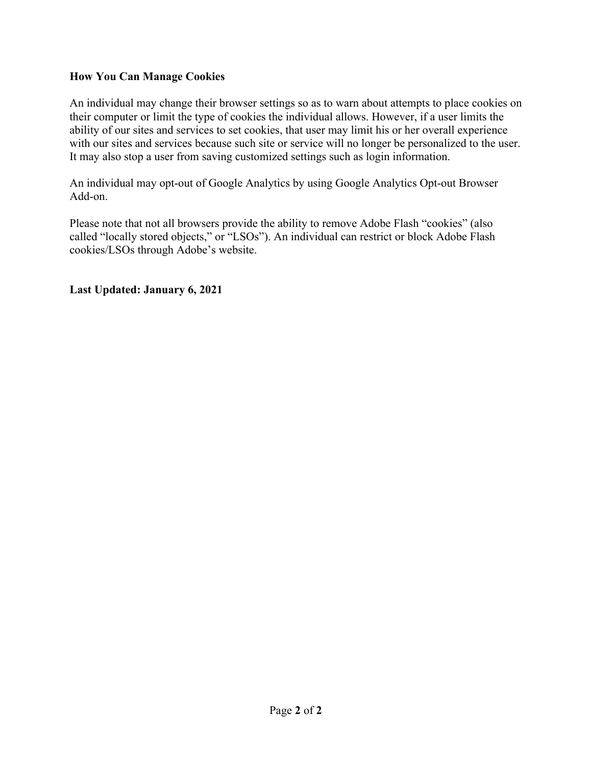## How You Can Manage Cookies

An individual may change their browser settings so as to warn about attempts to place cookies on their computer or limit the type of cookies the individual allows. However, if a user limits the ability of our sites and services to set cookies, that user may limit his or her overall experience with our sites and services because such site or service will no longer be personalized to the user. It may also stop a user from saving customized settings such as login information.

An individual may opt-out of Google Analytics by using Google Analytics Opt-out Browser Add-on.

Please note that not all browsers provide the ability to remove Adobe Flash "cookies" (also called "locally stored objects," or "LSOs"). An individual can restrict or block Adobe Flash cookies/LSOs through Adobe's website.

**Last Updated: January 6, 2021**